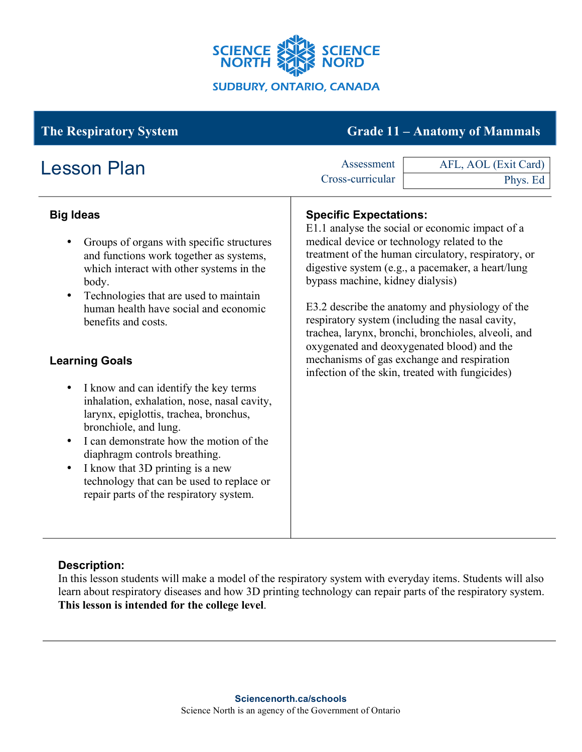SCIENCE NORTH SCIENCE NORD

SUDBURY, ONTARIO, CANADA

## The Respiratory System — Grade 11 – Anatomy of Mammals

# Lesson Plan

| Assessment | AFL, AOL (Exit Card) |
| --- | --- |
| Cross-curricular | Phys. Ed |

### Big Ideas

- Groups of organs with specific structures and functions work together as systems, which interact with other systems in the body.
- Technologies that are used to maintain human health have social and economic benefits and costs.

### Learning Goals

- I know and can identify the key terms inhalation, exhalation, nose, nasal cavity, larynx, epiglottis, trachea, bronchus, bronchiole, and lung.
- I can demonstrate how the motion of the diaphragm controls breathing.
- I know that 3D printing is a new technology that can be used to replace or repair parts of the respiratory system.

### Specific Expectations:

E1.1 analyse the social or economic impact of a medical device or technology related to the treatment of the human circulatory, respiratory, or digestive system (e.g., a pacemaker, a heart/lung bypass machine, kidney dialysis)

E3.2 describe the anatomy and physiology of the respiratory system (including the nasal cavity, trachea, larynx, bronchi, bronchioles, alveoli, and oxygenated and deoxygenated blood) and the mechanisms of gas exchange and respiration infection of the skin, treated with fungicides)

### Description:

In this lesson students will make a model of the respiratory system with everyday items. Students will also learn about respiratory diseases and how 3D printing technology can repair parts of the respiratory system. **This lesson is intended for the college level**.

**Sciencenorth.ca/schools**

Science North is an agency of the Government of Ontario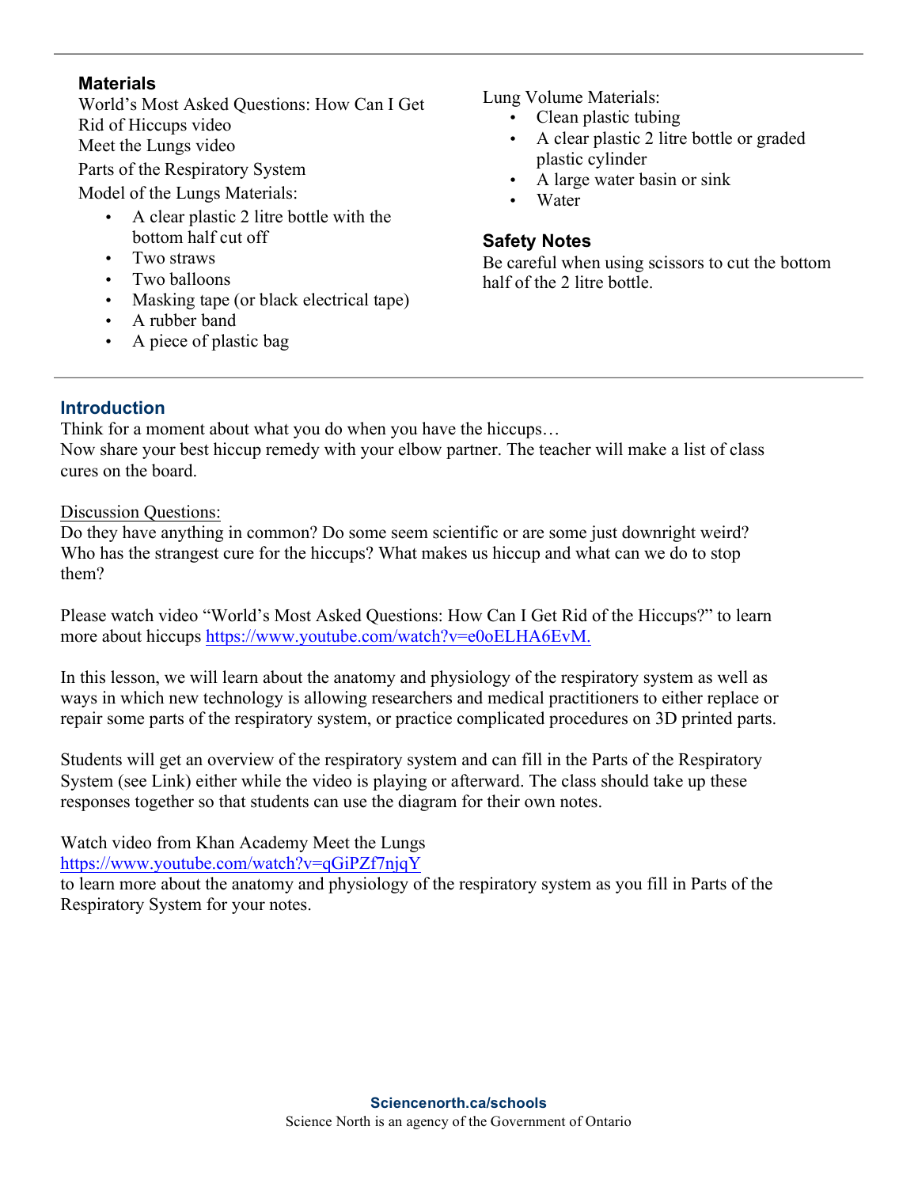### Materials

World's Most Asked Questions: How Can I Get Rid of Hiccups video

Meet the Lungs video

Parts of the Respiratory System

Model of the Lungs Materials:

- A clear plastic 2 litre bottle with the bottom half cut off
- Two straws
- Two balloons
- Masking tape (or black electrical tape)
- A rubber band
- A piece of plastic bag

Lung Volume Materials:

- Clean plastic tubing
- A clear plastic 2 litre bottle or graded plastic cylinder
- A large water basin or sink
- Water

### Safety Notes

Be careful when using scissors to cut the bottom half of the 2 litre bottle.

## Introduction

Think for a moment about what you do when you have the hiccups…
Now share your best hiccup remedy with your elbow partner. The teacher will make a list of class cures on the board.

Discussion Questions:
Do they have anything in common? Do some seem scientific or are some just downright weird? Who has the strangest cure for the hiccups? What makes us hiccup and what can we do to stop them?

Please watch video "World's Most Asked Questions: How Can I Get Rid of the Hiccups?" to learn more about hiccups https://www.youtube.com/watch?v=e0oELHA6EvM.

In this lesson, we will learn about the anatomy and physiology of the respiratory system as well as ways in which new technology is allowing researchers and medical practitioners to either replace or repair some parts of the respiratory system, or practice complicated procedures on 3D printed parts.

Students will get an overview of the respiratory system and can fill in the Parts of the Respiratory System (see Link) either while the video is playing or afterward. The class should take up these responses together so that students can use the diagram for their own notes.

Watch video from Khan Academy Meet the Lungs
https://www.youtube.com/watch?v=qGiPZf7njqY
to learn more about the anatomy and physiology of the respiratory system as you fill in Parts of the Respiratory System for your notes.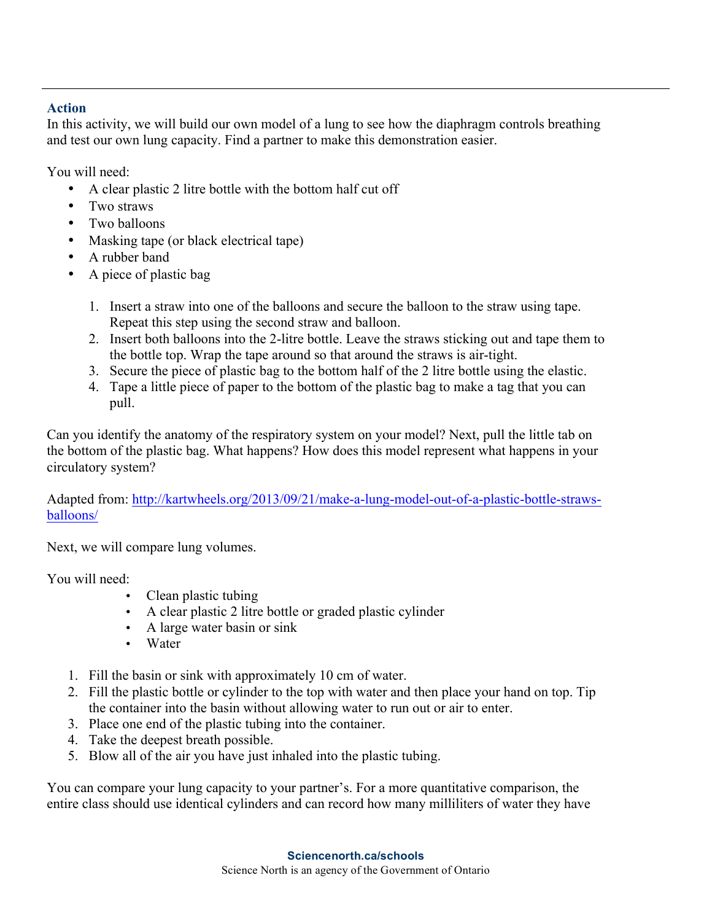### Action

In this activity, we will build our own model of a lung to see how the diaphragm controls breathing and test our own lung capacity. Find a partner to make this demonstration easier.

You will need:

- A clear plastic 2 litre bottle with the bottom half cut off
- Two straws
- Two balloons
- Masking tape (or black electrical tape)
- A rubber band
- A piece of plastic bag

1. Insert a straw into one of the balloons and secure the balloon to the straw using tape. Repeat this step using the second straw and balloon.
2. Insert both balloons into the 2-litre bottle. Leave the straws sticking out and tape them to the bottle top. Wrap the tape around so that around the straws is air-tight.
3. Secure the piece of plastic bag to the bottom half of the 2 litre bottle using the elastic.
4. Tape a little piece of paper to the bottom of the plastic bag to make a tag that you can pull.

Can you identify the anatomy of the respiratory system on your model? Next, pull the little tab on the bottom of the plastic bag. What happens? How does this model represent what happens in your circulatory system?

Adapted from: http://kartwheels.org/2013/09/21/make-a-lung-model-out-of-a-plastic-bottle-straws-balloons/

Next, we will compare lung volumes.

You will need:

- Clean plastic tubing
- A clear plastic 2 litre bottle or graded plastic cylinder
- A large water basin or sink
- Water

1. Fill the basin or sink with approximately 10 cm of water.
2. Fill the plastic bottle or cylinder to the top with water and then place your hand on top. Tip the container into the basin without allowing water to run out or air to enter.
3. Place one end of the plastic tubing into the container.
4. Take the deepest breath possible.
5. Blow all of the air you have just inhaled into the plastic tubing.

You can compare your lung capacity to your partner's. For a more quantitative comparison, the entire class should use identical cylinders and can record how many milliliters of water they have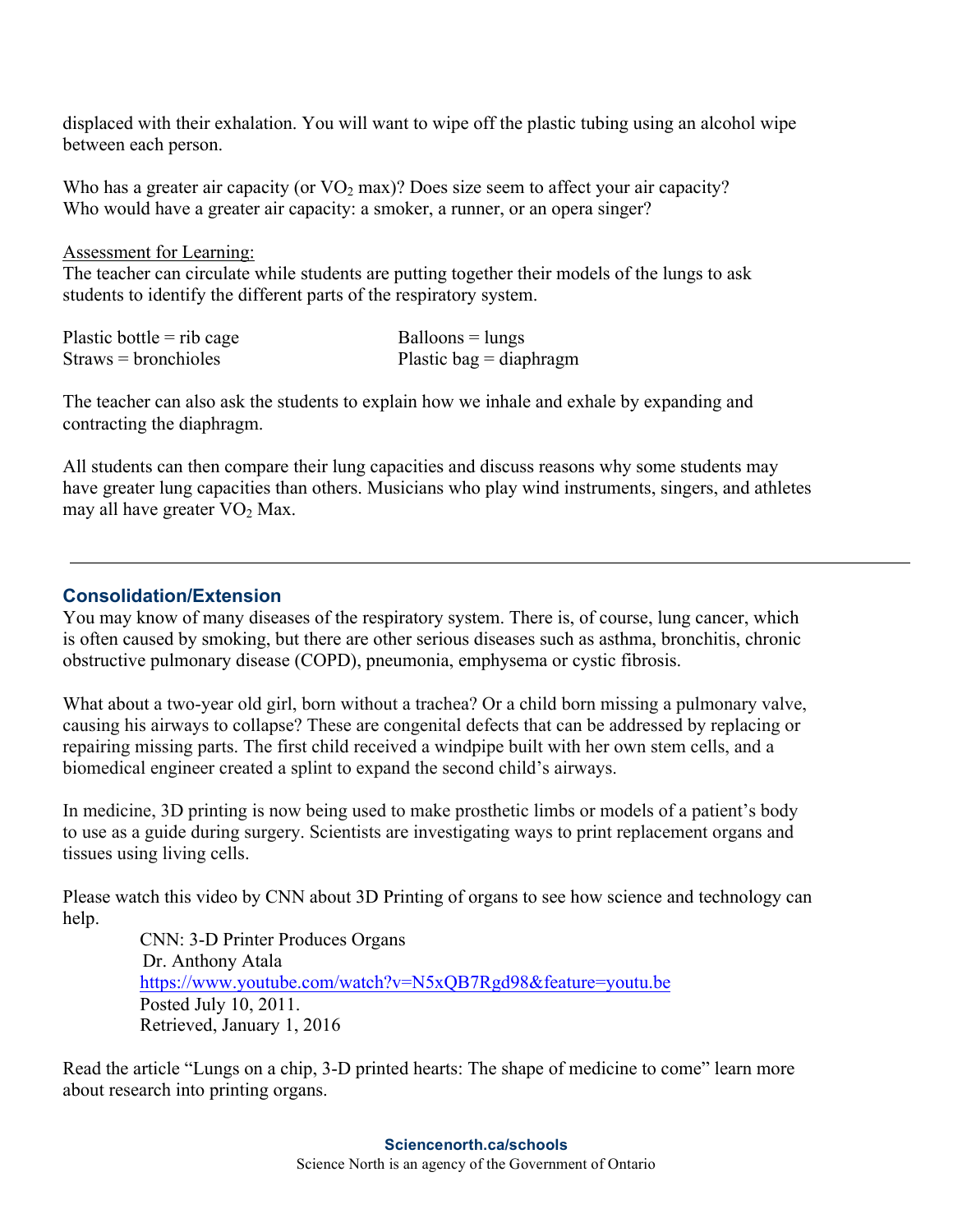displaced with their exhalation. You will want to wipe off the plastic tubing using an alcohol wipe between each person.

Who has a greater air capacity (or $VO_2$ max)? Does size seem to affect your air capacity? Who would have a greater air capacity: a smoker, a runner, or an opera singer?

Assessment for Learning:

The teacher can circulate while students are putting together their models of the lungs to ask students to identify the different parts of the respiratory system.

| | |
|---|---|
| Plastic bottle = rib cage | Balloons = lungs |
| Straws = bronchioles | Plastic bag = diaphragm |

The teacher can also ask the students to explain how we inhale and exhale by expanding and contracting the diaphragm.

All students can then compare their lung capacities and discuss reasons why some students may have greater lung capacities than others. Musicians who play wind instruments, singers, and athletes may all have greater $VO_2$ Max.

---

## Consolidation/Extension

You may know of many diseases of the respiratory system. There is, of course, lung cancer, which is often caused by smoking, but there are other serious diseases such as asthma, bronchitis, chronic obstructive pulmonary disease (COPD), pneumonia, emphysema or cystic fibrosis.

What about a two-year old girl, born without a trachea? Or a child born missing a pulmonary valve, causing his airways to collapse? These are congenital defects that can be addressed by replacing or repairing missing parts. The first child received a windpipe built with her own stem cells, and a biomedical engineer created a splint to expand the second child's airways.

In medicine, 3D printing is now being used to make prosthetic limbs or models of a patient's body to use as a guide during surgery. Scientists are investigating ways to print replacement organs and tissues using living cells.

Please watch this video by CNN about 3D Printing of organs to see how science and technology can help.

CNN: 3-D Printer Produces Organs
Dr. Anthony Atala
https://www.youtube.com/watch?v=N5xQB7Rgd98&feature=youtu.be
Posted July 10, 2011.
Retrieved, January 1, 2016

Read the article "Lungs on a chip, 3-D printed hearts: The shape of medicine to come" learn more about research into printing organs.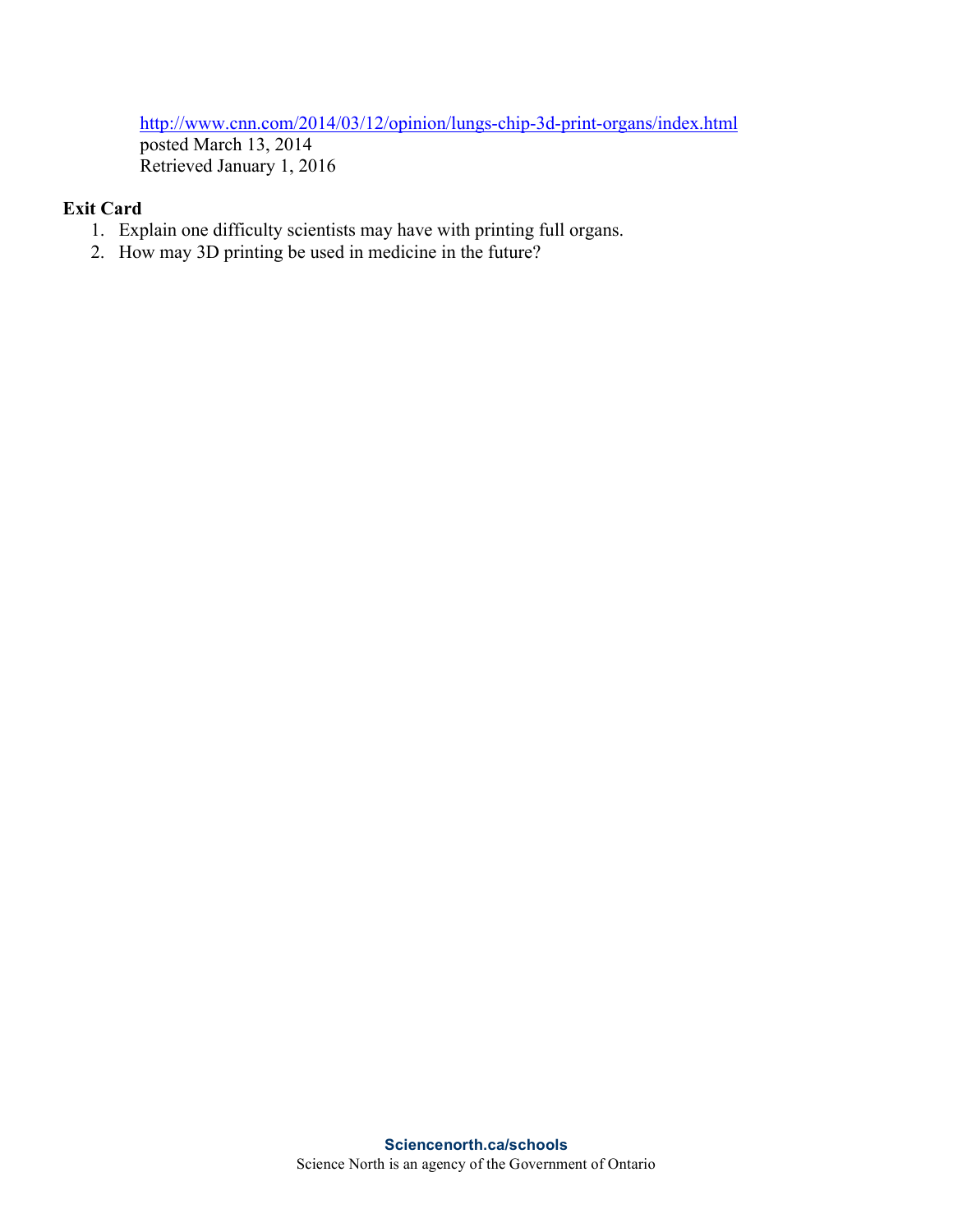http://www.cnn.com/2014/03/12/opinion/lungs-chip-3d-print-organs/index.html
posted March 13, 2014
Retrieved January 1, 2016

**Exit Card**

1. Explain one difficulty scientists may have with printing full organs.
2. How may 3D printing be used in medicine in the future?